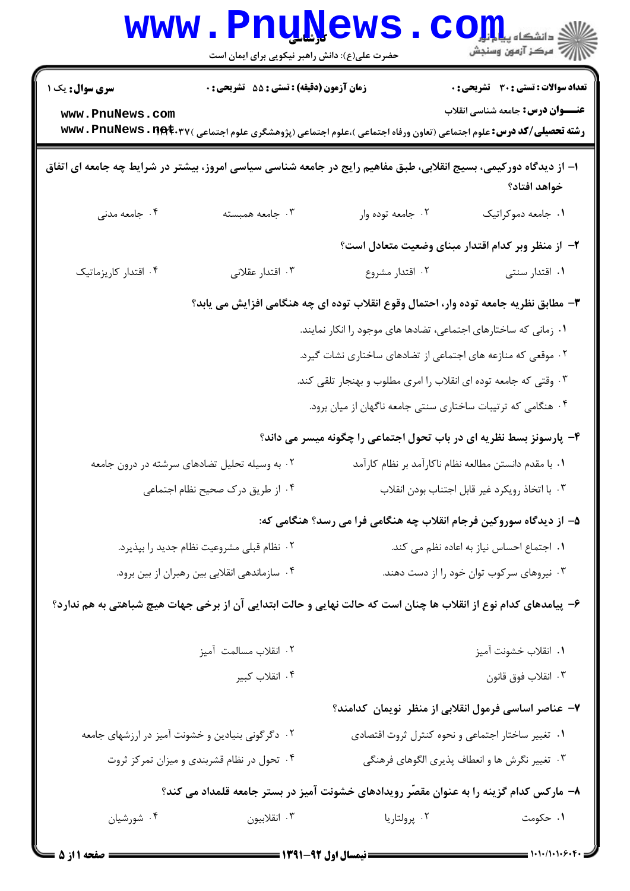حضرت علی(ع): دانش راهبر نیکویی برای ایمان است

**سری سوال:** یک ۱

**زمان آزمون (دقیقه) : تستی :** ۵۵ **تشریحی :** ۰

**تعداد سوالات : تستی :** ۳۰ **تشریحی :** ۰

**عنـــوان درس:** جامعه شناسی انقلاب

**رشته تحصیلی/کد درس:** علوم اجتماعی (تعاون ورفاه اجتماعی )،علوم اجتماعی (پژوهشگری علوم اجتماعی )۱۱۲۲۰۳۷

**۱- از دیدگاه دورکیمی، بسیج انقلابی، طبق مفاهیم رایج در جامعه شناسی سیاسی امروز، بیشتر در شرایط چه جامعه ای اتفاق خواهد افتاد؟**

۱. جامعه دموکراتیک
۲. جامعه توده وار
۳. جامعه همبسته
۴. جامعه مدنی

**۲- از منظر وبر کدام اقتدار مبنای وضعیت متعادل است؟**

۱. اقتدار سنتی
۲. اقتدار مشروع
۳. اقتدار عقلانی
۴. اقتدار کاریزماتیک

**۳- مطابق نظریه جامعه توده وار، احتمال وقوع انقلاب توده ای چه هنگامی افزایش می یابد؟**

۱. زمانی که ساختارهای اجتماعی، تضادهای موجود را انکار نمایند.
۲. موقعی که منازعه های اجتماعی از تضادهای ساختاری نشات گیرد.
۳. وقتی که جامعه توده ای انقلاب را امری مطلوب و بهنجار تلقی کند.
۴. هنگامی که ترتیبات ساختاری سنتی جامعه ناگهان از میان برود.

**۴- پارسونز بسط نظریه ای در باب تحول اجتماعی را چگونه میسر می داند؟**

۱. با مقدم دانستن مطالعه نظام ناکارآمد بر نظام کارآمد
۲. به وسیله تحلیل تضادهای سرشته در درون جامعه
۳. با اتخاذ رویکرد غیر قابل اجتناب بودن انقلاب
۴. از طریق درک صحیح نظام اجتماعی

**۵- از دیدگاه سوروکین فرجام انقلاب چه هنگامی فرا می رسد؟ هنگامی که:**

۱. اجتماع احساس نیاز به اعاده نظم می کند.
۲. نظام قبلی مشروعیت نظام جدید را بپذیرد.
۳. نیروهای سرکوب توان خود را از دست دهند.
۴. سازماندهی انقلابی بین رهبران از بین برود.

**۶- پیامدهای کدام نوع از انقلاب ها چنان است که حالت نهایی و حالت ابتدایی آن از برخی جهات هیچ شباهتی به هم ندارد؟**

۱. انقلاب خشونت آمیز
۲. انقلاب مسالمت آمیز
۳. انقلاب فوق قانون
۴. انقلاب کبیر

**۷- عناصر اساسی فرمول انقلابی از منظر نویمان کدامند؟**

۱. تغییر ساختار اجتماعی و نحوه کنترل ثروت اقتصادی
۲. دگرگونی بنیادین و خشونت آمیز در ارزشهای جامعه
۳. تغییر نگرش ها و انعطاف پذیری الگوهای فرهنگی
۴. تحول در نظام قشربندی و میزان تمرکز ثروت

**۸- مارکس کدام گزینه را به عنوان مقصّر رویدادهای خشونت آمیز در بستر جامعه قلمداد می کند؟**

۱. حکومت
۲. پرولتاریا
۳. انقلابیون
۴. شورشیان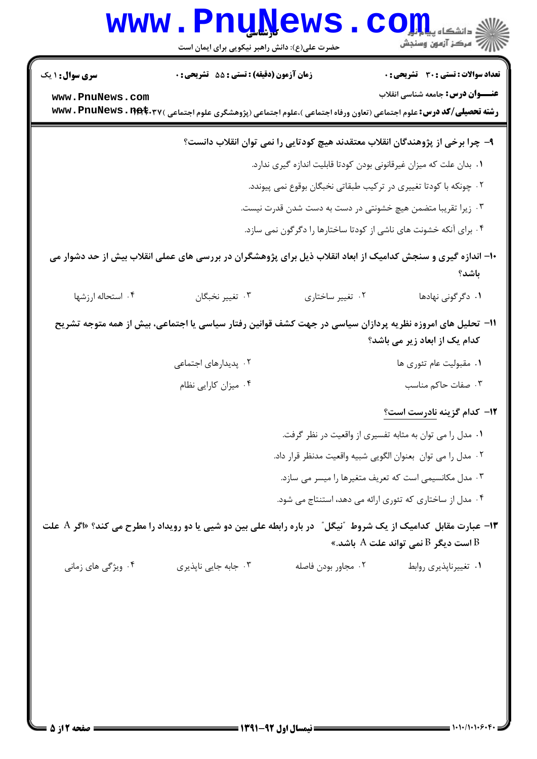**سری سوال:** ۱ یک

**زمان آزمون (دقیقه) : تستی :** ۵۵ **تشریحی :** ۰

**تعداد سوالات : تستی :** ۳۰ **تشریحی :** ۰

**عنـــوان درس:** جامعه شناسی انقلاب

**رشته تحصیلی/کد درس:** علوم اجتماعی (تعاون ورفاه اجتماعی )،علوم اجتماعی (پژوهشگری علوم اجتماعی )۱۲۲۴۰۳۷

**۹- چرا برخی از پژوهندگان انقلاب معتقدند هیچ کودتایی را نمی توان انقلاب دانست؟**

۱. بدان علت که میزان غیرقانونی بودن کودتا قابلیت اندازه گیری ندارد.

۲. چونکه با کودتا تغییری در ترکیب طبقاتی نخبگان بوقوع نمی پیوندد.

۳. زیرا تقریبا متضمن هیچ خشونتی در دست به دست شدن قدرت نیست.

۴. برای آنکه خشونت های ناشی از کودتا ساختارها را دگرگون نمی سازد.

**۱۰- اندازه گیری و سنجش کدامیک از ابعاد انقلاب ذیل برای پژوهشگران در بررسی های عملی انقلاب بیش از حد دشوار می باشد؟**

۱. دگرگونی نهادها

۲. تغییر ساختاری

۳. تغییر نخبگان

۴. استحاله ارزشها

**۱۱- تحلیل های امروزه نظریه پردازان سیاسی در جهت کشف قوانین رفتار سیاسی یا اجتماعی، بیش از همه متوجه تشریح کدام یک از ابعاد زیر می باشد؟**

۱. مقبولیت عام تئوری ها

۲. پدیدارهای اجتماعی

۳. صفات حاکم مناسب

۴. میزان کارایی نظام

**۱۲- کدام گزینه نادرست است؟**

۱. مدل را می توان به مثابه تفسیری از واقعیت در نظر گرفت.

۲. مدل را می توان بعنوان الگویی شبیه واقعیت مدنظر قرار داد.

۳. مدل مکانیسمی است که تعریف متغیرها را میسر می سازد.

۴. مدل از ساختاری که تئوری ارائه می دهد، استنتاج می شود.

**۱۳- عبارت مقابل کدامیک از یک شروط "نیگل" در باره رابطه علی بین دو شیی یا دو رویداد را مطرح می کند؟ «اگر A علت B است دیگر B نمی تواند علت A باشد.»**

۱. تغییرناپذیری روابط

۲. مجاور بودن فاصله

۳. جابه جایی ناپذیری

۴. ویژگی های زمانی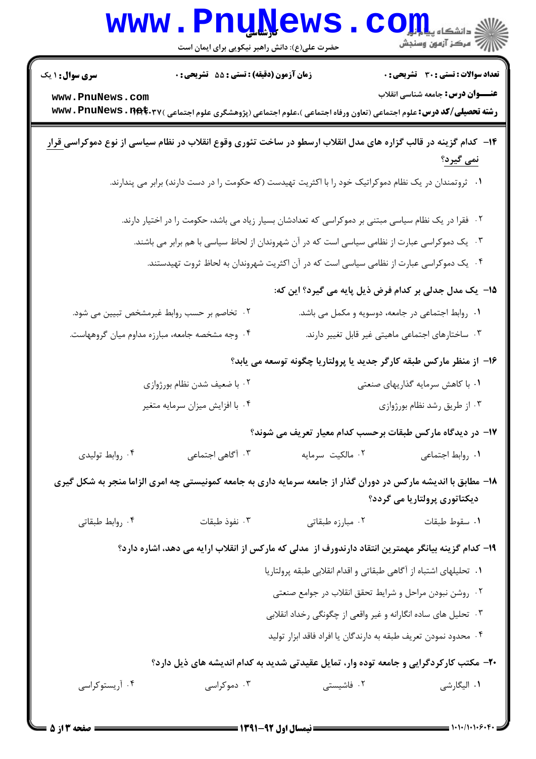**سری سوال:** ۱ یک | **زمان آزمون (دقیقه) : تستی :** ۵۵ **تشریحی :** ۰ | **تعداد سوالات : تستی :** ۳۰ **تشریحی :** ۰

**عنــــوان درس:** جامعه شناسی انقلاب

**رشته تحصیلی/کد درس:** علوم اجتماعی (تعاون ورفاه اجتماعی )،علوم اجتماعی (پژوهشگری علوم اجتماعی )۱۲۲۲۰۳۷

**۱۴- کدام گزینه در قالب گزاره های مدل انقلاب ارسطو در ساخت تئوری وقوع انقلاب در نظام سیاسی از نوع دموکراسی قرار نمی گیرد؟**

۱. ثروتمندان در یک نظام دموکراتیک خود را با اکثریت تهیدست (که حکومت را در دست دارند) برابر می پندارند.

۲. فقرا در یک نظام سیاسی مبتنی بر دموکراسی که تعدادشان بسیار زیاد می باشد، حکومت را در اختیار دارند.

۳. یک دموکراسی عبارت از نظامی سیاسی است که در آن شهروندان از لحاظ سیاسی با هم برابر می باشند.

۴. یک دموکراسی عبارت از نظامی سیاسی است که در آن اکثریت شهروندان به لحاظ ثروت تهیدستند.

**۱۵- یک مدل جدلی بر کدام فرض ذیل پایه می گیرد؟ این که:**

۱. روابط اجتماعی در جامعه، دوسویه و مکمل می باشد.

۲. تخاصم بر حسب روابط غیرمشخص تبیین می شود.

۳. ساختارهای اجتماعی ماهیتی غیر قابل تغییر دارند.

۴. وجه مشخصه جامعه، مبارزه مداوم میان گروههاست.

**۱۶- از منظر مارکس طبقه کارگر جدید یا پرولتاریا چگونه توسعه می یابد؟**

۱. با کاهش سرمایه گذاریهای صنعتی

۲. با ضعیف شدن نظام بورژوازی

۳. از طریق رشد نظام بورژوازی

۴. با افزایش میزان سرمایه متغیر

**۱۷- در دیدگاه مارکس طبقات برحسب کدام معیار تعریف می شوند؟**

۱. روابط اجتماعی

۲. مالکیت سرمایه

۳. آگاهی اجتماعی

۴. روابط تولیدی

**۱۸- مطابق با اندیشه مارکس در دوران گذار از جامعه سرمایه داری به جامعه کمونیستی چه امری الزاما منجر به شکل گیری دیکتاتوری پرولتاریا می گردد؟**

۱. سقوط طبقات

۲. مبارزه طبقاتی

۳. نفوذ طبقات

۴. روابط طبقاتی

**۱۹- کدام گزینه بیانگر مهمترین انتقاد دارندورف از مدلی که مارکس از انقلاب ارایه می دهد، اشاره دارد؟**

۱. تحلیلهای اشتباه از آگاهی طبقاتی و اقدام انقلابی طبقه پرولتاریا

۲. روشن نبودن مراحل و شرایط تحقق انقلاب در جوامع صنعتی

۳. تحلیل های ساده انگارانه و غیر واقعی از چگونگی رخداد انقلابی

۴. محدود نمودن تعریف طبقه به دارندگان یا افراد فاقد ابزار تولید

**۲۰- مکتب کارکردگرایی و جامعه توده وار، تمایل عقیدتی شدید به کدام اندیشه های ذیل دارد؟**

۱. الیگارشی

۲. فاشیستی

۳. دموکراسی

۴. آریستوکراسی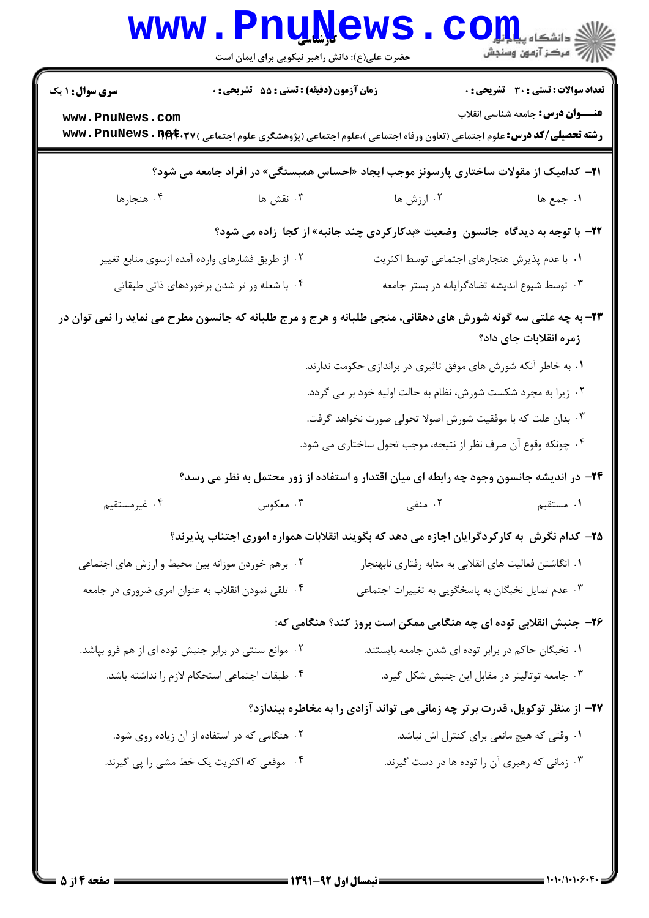**سری سوال:** ۱ یک | **زمان آزمون (دقیقه) : تستی :** ۵۵ **تشریحی :** ۰ | **تعداد سوالات : تستی :** ۳۰ **تشریحی :** ۰

**عنـــوان درس:** جامعه شناسی انقلاب

**رشته تحصیلی/کد درس:** علوم اجتماعی (تعاون ورفاه اجتماعی )،علوم اجتماعی (پژوهشگری علوم اجتماعی )۱۲۲۲۰۳۷

**۲۱-** کدامیک از مقولات ساختاری پارسونز موجب ایجاد «احساس همبستگی» در افراد جامعه می شود؟

۱. جمع ها
۲. ارزش ها
۳. نقش ها
۴. هنجارها

**۲۲-** با توجه به دیدگاه جانسون وضعیت «بدکارکردی چند جانبه» از کجا زاده می شود؟

۱. با عدم پذیرش هنجارهای اجتماعی توسط اکثریت
۲. از طریق فشارهای وارده آمده ازسوی منابع تغییر
۳. توسط شیوع اندیشه تضادگرایانه در بستر جامعه
۴. با شعله ور تر شدن برخوردهای ذاتی طبقاتی

**۲۳-** به چه علتی سه گونه شورش های دهقانی، منجی طلبانه و هرج و مرج طلبانه که جانسون مطرح می نماید را نمی توان در زمره انقلابات جای داد؟

۱. به خاطر آنکه شورش های موفق تاثیری در براندازی حکومت ندارند.
۲. زیرا به مجرد شکست شورش، نظام به حالت اولیه خود بر می گردد.
۳. بدان علت که با موفقیت شورش اصولا تحولی صورت نخواهد گرفت.
۴. چونکه وقوع آن صرف نظر از نتیجه، موجب تحول ساختاری می شود.

**۲۴-** در اندیشه جانسون وجود چه رابطه ای میان اقتدار و استفاده از زور محتمل به نظر می رسد؟

۱. مستقیم
۲. منفی
۳. معکوس
۴. غیرمستقیم

**۲۵-** کدام نگرش به کارکردگرایان اجازه می دهد که بگویند انقلابات همواره اموری اجتناب پذیرند؟

۱. انگاشتن فعالیت های انقلابی به مثابه رفتاری نابهنجار
۲. برهم خوردن موزانه بین محیط و ارزش های اجتماعی
۳. عدم تمایل نخبگان به پاسخگویی به تغییرات اجتماعی
۴. تلقی نمودن انقلاب به عنوان امری ضروری در جامعه

**۲۶-** جنبش انقلابی توده ای چه هنگامی ممکن است بروز کند؟ هنگامی که:

۱. نخبگان حاکم در برابر توده ای شدن جامعه بایستند.
۲. موانع سنتی در برابر جنبش توده ای از هم فرو بپاشد.
۳. جامعه توتالیتر در مقابل این جنبش شکل گیرد.
۴. طبقات اجتماعی استحکام لازم را نداشته باشد.

**۲۷-** از منظر توکویل، قدرت برتر چه زمانی می تواند آزادی را به مخاطره بیندازد؟

۱. وقتی که هیچ مانعی برای کنترل اش نباشد.
۲. هنگامی که در استفاده از آن زیاده روی شود.
۳. زمانی که رهبری آن را توده ها در دست گیرند.
۴. موقعی که اکثریت یک خط مشی را پی گیرند.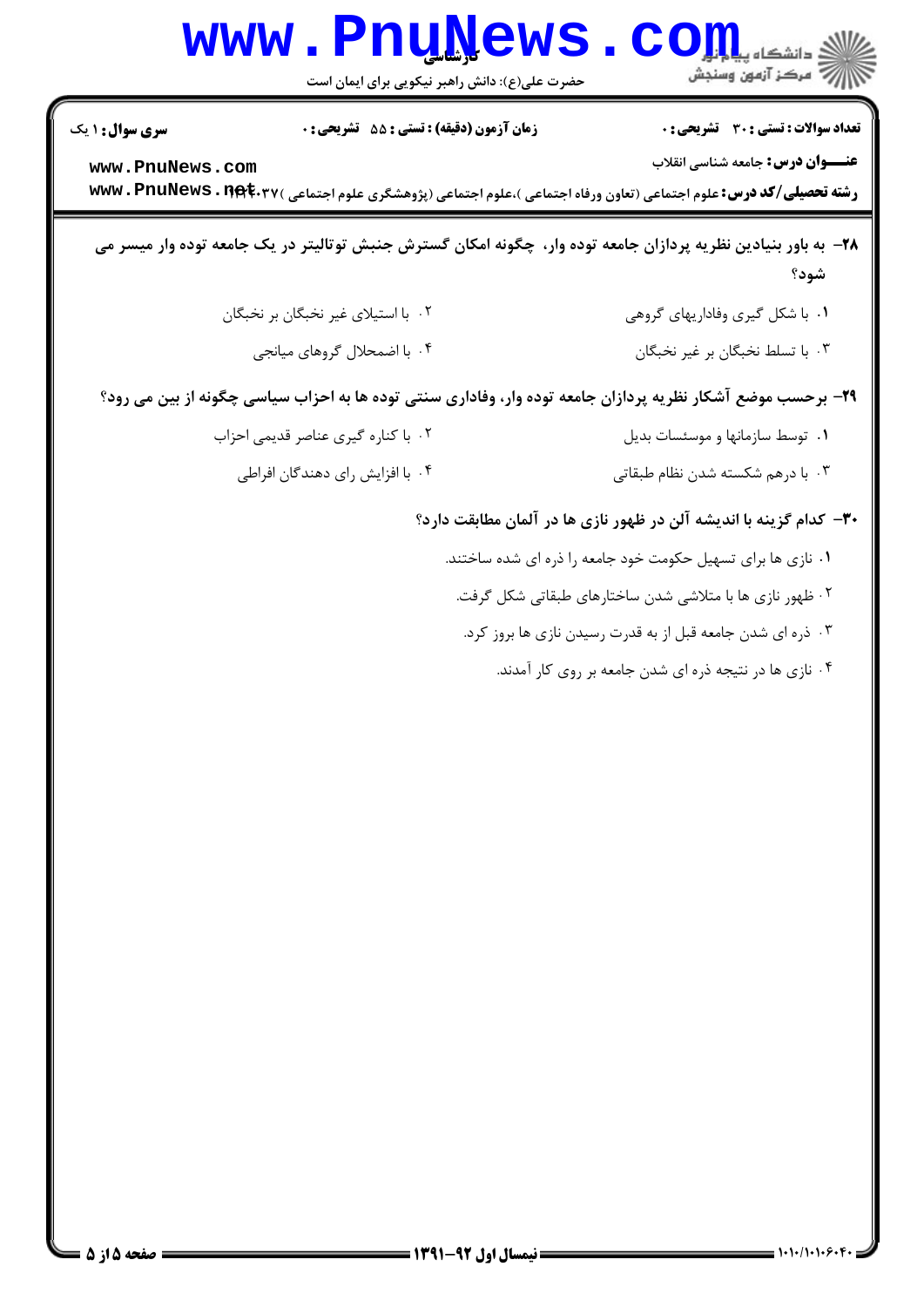۲۸- به باور بنیادین نظریه پردازان جامعه توده وار، چگونه امکان گسترش جنبش توتالیتر در یک جامعه توده وار میسر می شود؟

۱. با شکل گیری وفاداریهای گروهی

۲. با استیلای غیر نخبگان بر نخبگان

۳. با تسلط نخبگان بر غیر نخبگان

۴. با اضمحلال گروهای میانجی

۲۹- برحسب موضع آشکار نظریه پردازان جامعه توده وار، وفاداری سنتی توده ها به احزاب سیاسی چگونه از بین می رود؟

۱. توسط سازمانها و موسسات بدیل

۲. با کناره گیری عناصر قدیمی احزاب

۳. با درهم شکسته شدن نظام طبقاتی

۴. با افزایش رای دهندگان افراطی

۳۰- کدام گزینه با اندیشه آلن در ظهور نازی ها در آلمان مطابقت دارد؟

۱. نازی ها برای تسهیل حکومت خود جامعه را ذره ای شده ساختند.

۲. ظهور نازی ها با متلاشی شدن ساختارهای طبقاتی شکل گرفت.

۳. ذره ای شدن جامعه قبل از به قدرت رسیدن نازی ها بروز کرد.

۴. نازی ها در نتیجه ذره ای شدن جامعه بر روی کار آمدند.